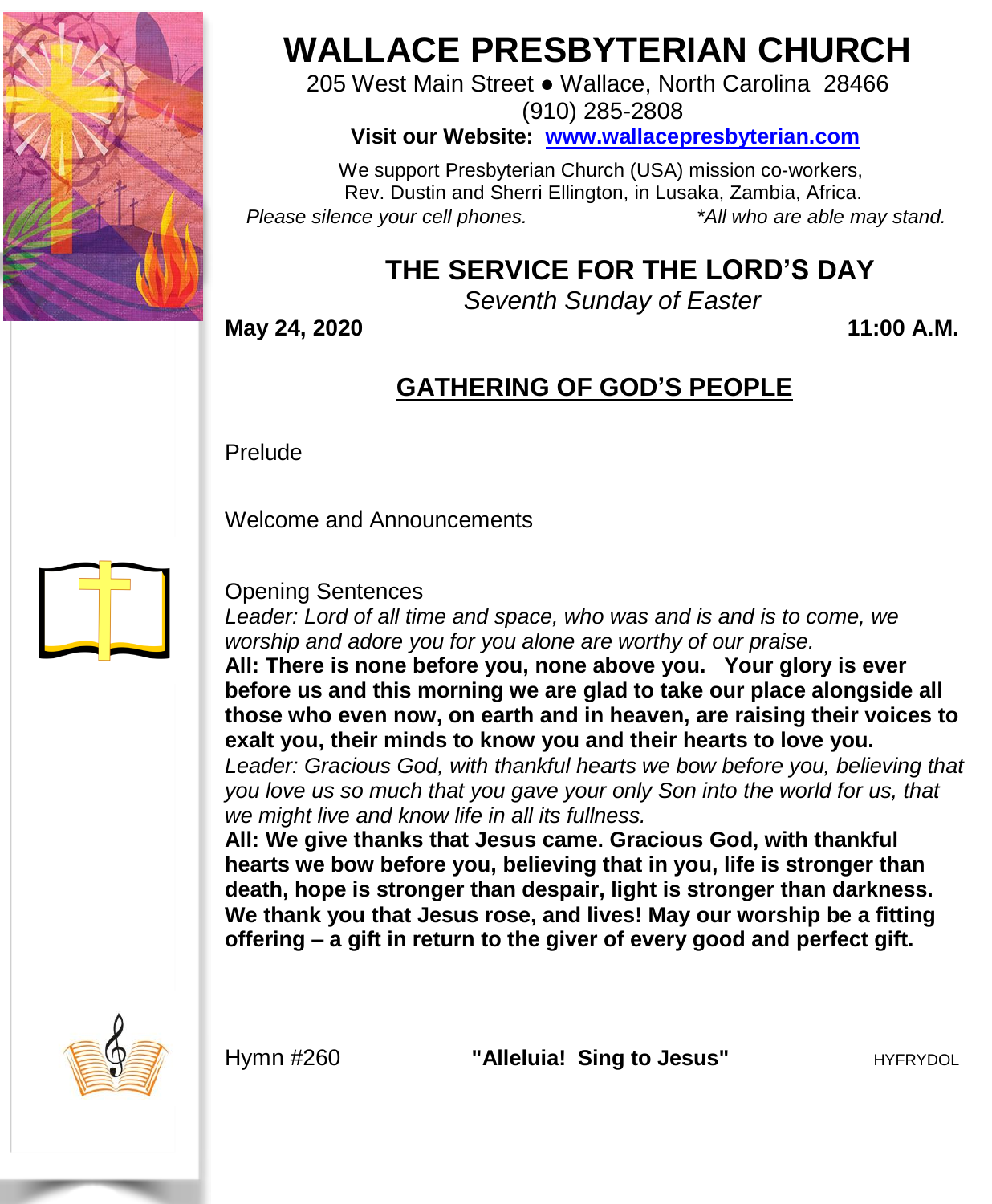# WALLACE PRESBYTERIAN CHURCH

205 West Main Street ● Wallace, North Carolina 28466
(910) 285-2808

**Visit our Website: www.wallacepresbyterian.com**

We support Presbyterian Church (USA) mission co-workers,
Rev. Dustin and Sherri Ellington, in Lusaka, Zambia, Africa.

*Please silence your cell phones.* *\*All who are able may stand.*

## THE SERVICE FOR THE LORD'S DAY

*Seventh Sunday of Easter*

**May 24, 2020** **11:00 A.M.**

## GATHERING OF GOD'S PEOPLE

Prelude

Welcome and Announcements

Opening Sentences

*Leader: Lord of all time and space, who was and is and is to come, we worship and adore you for you alone are worthy of our praise.*

**All: There is none before you, none above you. Your glory is ever before us and this morning we are glad to take our place alongside all those who even now, on earth and in heaven, are raising their voices to exalt you, their minds to know you and their hearts to love you.**

*Leader: Gracious God, with thankful hearts we bow before you, believing that you love us so much that you gave your only Son into the world for us, that we might live and know life in all its fullness.*

**All: We give thanks that Jesus came. Gracious God, with thankful hearts we bow before you, believing that in you, life is stronger than death, hope is stronger than despair, light is stronger than darkness. We thank you that Jesus rose, and lives! May our worship be a fitting offering – a gift in return to the giver of every good and perfect gift.**

Hymn #260 **"Alleluia! Sing to Jesus"** HYFRYDOL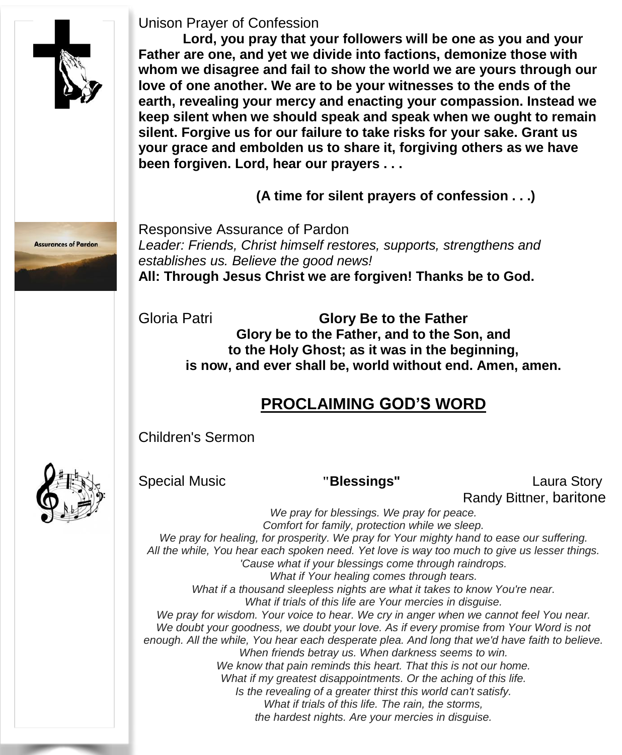Unison Prayer of Confession

**Lord, you pray that your followers will be one as you and your Father are one, and yet we divide into factions, demonize those with whom we disagree and fail to show the world we are yours through our love of one another. We are to be your witnesses to the ends of the earth, revealing your mercy and enacting your compassion. Instead we keep silent when we should speak and speak when we ought to remain silent. Forgive us for our failure to take risks for your sake. Grant us your grace and embolden us to share it, forgiving others as we have been forgiven. Lord, hear our prayers . . .**

**(A time for silent prayers of confession . . .)**

Assurances of Pardon

Responsive Assurance of Pardon

*Leader: Friends, Christ himself restores, supports, strengthens and establishes us. Believe the good news!*

**All: Through Jesus Christ we are forgiven! Thanks be to God.**

Gloria Patri **Glory Be to the Father**

**Glory be to the Father, and to the Son, and**
**to the Holy Ghost; as it was in the beginning,**
**is now, and ever shall be, world without end. Amen, amen.**

## PROCLAIMING GOD'S WORD

Children's Sermon

Special Music "**Blessings"** Laura Story
Randy Bittner, baritone

*We pray for blessings. We pray for peace.*
*Comfort for family, protection while we sleep.*
*We pray for healing, for prosperity. We pray for Your mighty hand to ease our suffering.*
*All the while, You hear each spoken need. Yet love is way too much to give us lesser things.*
*'Cause what if your blessings come through raindrops.*
*What if Your healing comes through tears.*
*What if a thousand sleepless nights are what it takes to know You're near.*
*What if trials of this life are Your mercies in disguise.*
*We pray for wisdom. Your voice to hear. We cry in anger when we cannot feel You near.*
*We doubt your goodness, we doubt your love. As if every promise from Your Word is not enough. All the while, You hear each desperate plea. And long that we'd have faith to believe.*
*When friends betray us. When darkness seems to win.*
*We know that pain reminds this heart. That this is not our home.*
*What if my greatest disappointments. Or the aching of this life.*
*Is the revealing of a greater thirst this world can't satisfy.*
*What if trials of this life. The rain, the storms,*
*the hardest nights. Are your mercies in disguise.*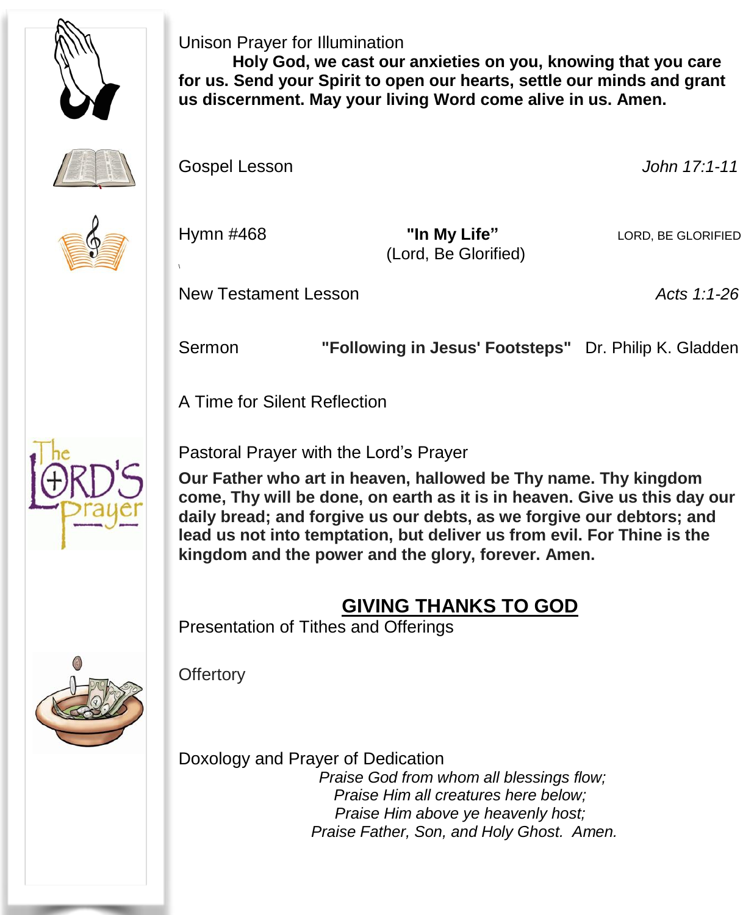Unison Prayer for Illumination

**Holy God, we cast our anxieties on you, knowing that you care for us. Send your Spirit to open our hearts, settle our minds and grant us discernment. May your living Word come alive in us. Amen.**

Gospel Lesson *John 17:1-11*

Hymn #468 **"In My Life"** (Lord, Be Glorified) LORD, BE GLORIFIED

New Testament Lesson *Acts 1:1-26*

Sermon **"Following in Jesus' Footsteps"** Dr. Philip K. Gladden

A Time for Silent Reflection

Pastoral Prayer with the Lord's Prayer

**Our Father who art in heaven, hallowed be Thy name. Thy kingdom come, Thy will be done, on earth as it is in heaven. Give us this day our daily bread; and forgive us our debts, as we forgive our debtors; and lead us not into temptation, but deliver us from evil. For Thine is the kingdom and the power and the glory, forever. Amen.**

## GIVING THANKS TO GOD

Presentation of Tithes and Offerings

Offertory

Doxology and Prayer of Dedication

*Praise God from whom all blessings flow;*
*Praise Him all creatures here below;*
*Praise Him above ye heavenly host;*
*Praise Father, Son, and Holy Ghost. Amen.*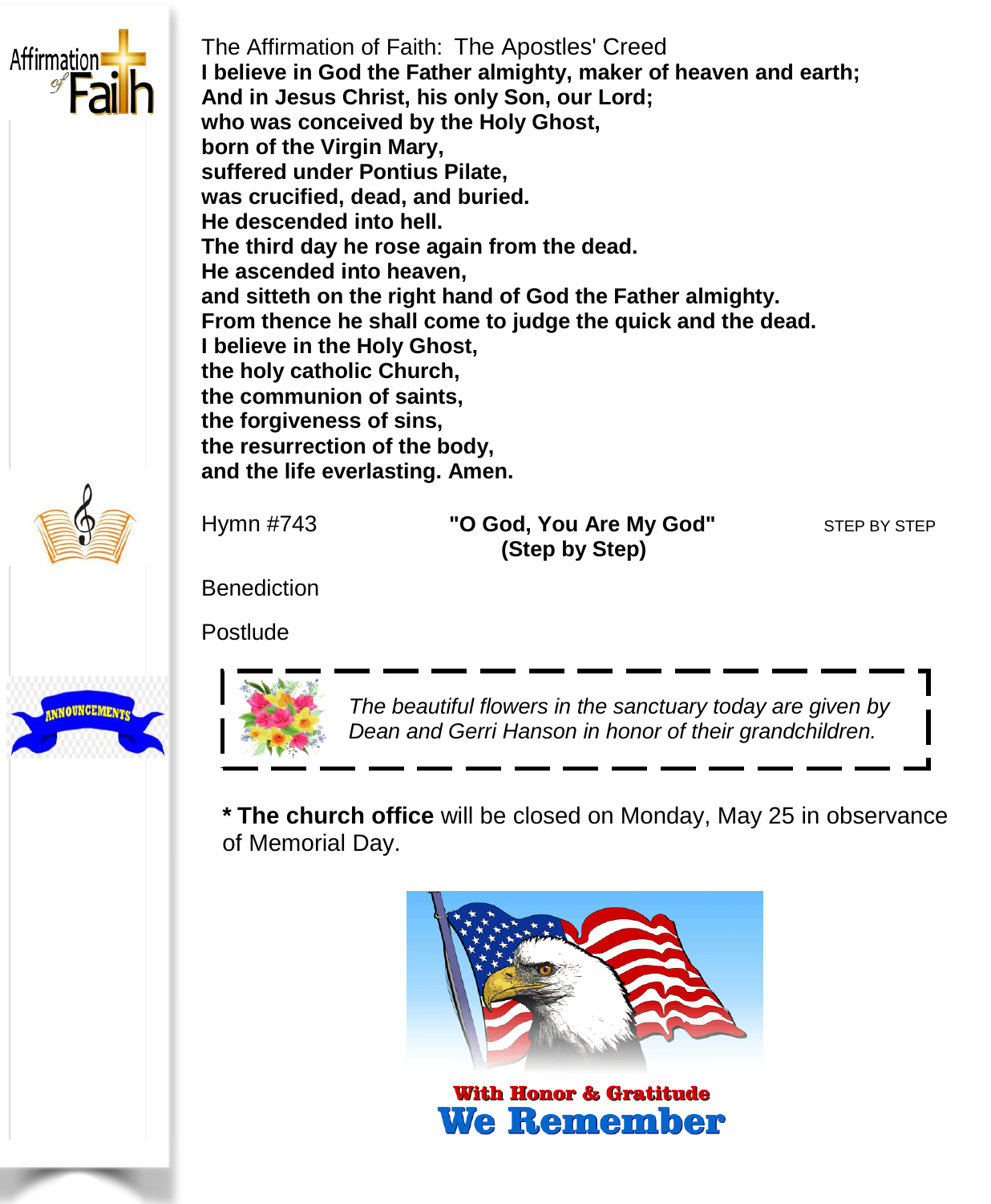The Affirmation of Faith: The Apostles' Creed

**I believe in God the Father almighty, maker of heaven and earth;**
**And in Jesus Christ, his only Son, our Lord;**
**who was conceived by the Holy Ghost,**
**born of the Virgin Mary,**
**suffered under Pontius Pilate,**
**was crucified, dead, and buried.**
**He descended into hell.**
**The third day he rose again from the dead.**
**He ascended into heaven,**
**and sitteth on the right hand of God the Father almighty.**
**From thence he shall come to judge the quick and the dead.**
**I believe in the Holy Ghost,**
**the holy catholic Church,**
**the communion of saints,**
**the forgiveness of sins,**
**the resurrection of the body,**
**and the life everlasting. Amen.**

Hymn #743 — **"O God, You Are My God" (Step by Step)** — STEP BY STEP

Benediction

Postlude

*The beautiful flowers in the sanctuary today are given by Dean and Gerri Hanson in honor of their grandchildren.*

* **The church office** will be closed on Monday, May 25 in observance of Memorial Day.

With Honor & Gratitude

We Remember